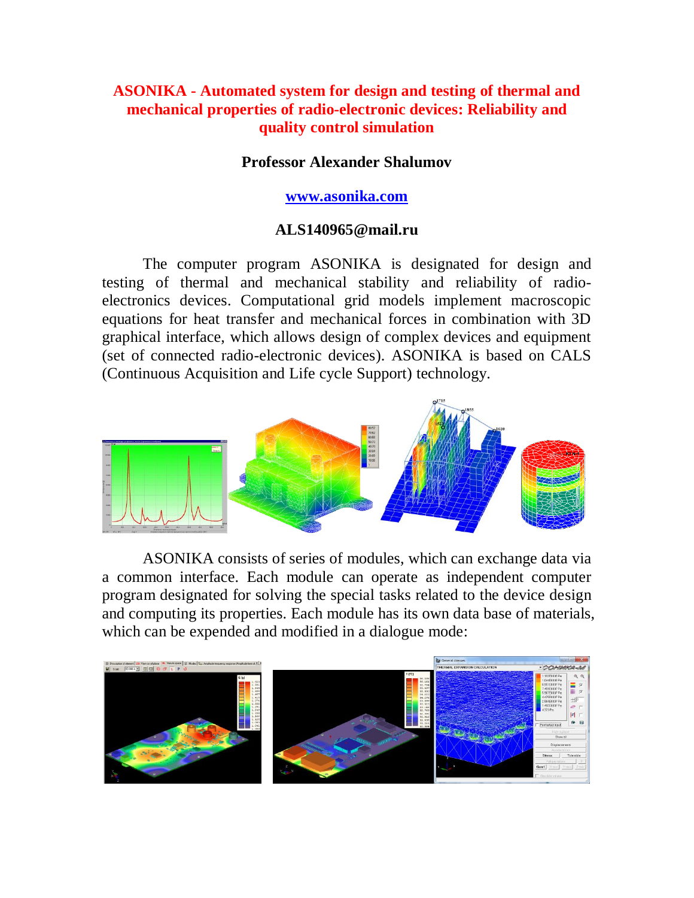# ASONIKA - Automated system for design and testing of thermal and mechanical properties of radio-electronic devices: Reliability and quality control simulation

**Professor Alexander Shalumov**

**[www.asonika.com](http://www.asonika.com)**

**ALS140965@mail.ru**

The computer program ASONIKA is designated for design and testing of thermal and mechanical stability and reliability of radio-electronics devices. Computational grid models implement macroscopic equations for heat transfer and mechanical forces in combination with 3D graphical interface, which allows design of complex devices and equipment (set of connected radio-electronic devices). ASONIKA is based on CALS (Continuous Acquisition and Life cycle Support) technology.

ASONIKA consists of series of modules, which can exchange data via a common interface. Each module can operate as independent computer program designated for solving the special tasks related to the device design and computing its properties. Each module has its own data base of materials, which can be expended and modified in a dialogue mode: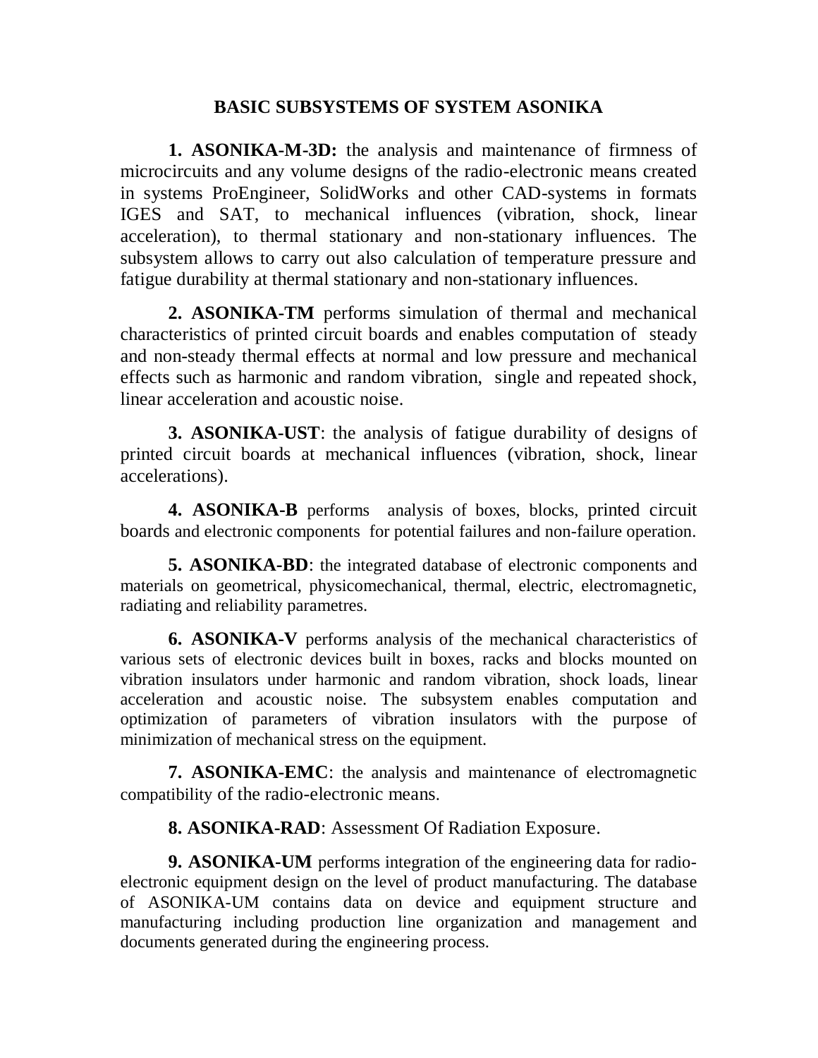# BASIC SUBSYSTEMS OF SYSTEM ASONIKA

**1. ASONIKA-M-3D:** the analysis and maintenance of firmness of microcircuits and any volume designs of the radio-electronic means created in systems ProEngineer, SolidWorks and other CAD-systems in formats IGES and SAT, to mechanical influences (vibration, shock, linear acceleration), to thermal stationary and non-stationary influences. The subsystem allows to carry out also calculation of temperature pressure and fatigue durability at thermal stationary and non-stationary influences.

**2. ASONIKA-TM** performs simulation of thermal and mechanical characteristics of printed circuit boards and enables computation of steady and non-steady thermal effects at normal and low pressure and mechanical effects such as harmonic and random vibration, single and repeated shock, linear acceleration and acoustic noise.

**3. ASONIKA-UST**: the analysis of fatigue durability of designs of printed circuit boards at mechanical influences (vibration, shock, linear accelerations).

**4. ASONIKA-B** performs analysis of boxes, blocks, printed circuit boards and electronic components for potential failures and non-failure operation.

**5. ASONIKA-BD**: the integrated database of electronic components and materials on geometrical, physicomechanical, thermal, electric, electromagnetic, radiating and reliability parametres.

**6. ASONIKA-V** performs analysis of the mechanical characteristics of various sets of electronic devices built in boxes, racks and blocks mounted on vibration insulators under harmonic and random vibration, shock loads, linear acceleration and acoustic noise. The subsystem enables computation and optimization of parameters of vibration insulators with the purpose of minimization of mechanical stress on the equipment.

**7. ASONIKA-EMC**: the analysis and maintenance of electromagnetic compatibility of the radio-electronic means.

**8. ASONIKA-RAD**: Assessment Of Radiation Exposure.

**9. ASONIKA-UM** performs integration of the engineering data for radio-electronic equipment design on the level of product manufacturing. The database of ASONIKA-UM contains data on device and equipment structure and manufacturing including production line organization and management and documents generated during the engineering process.